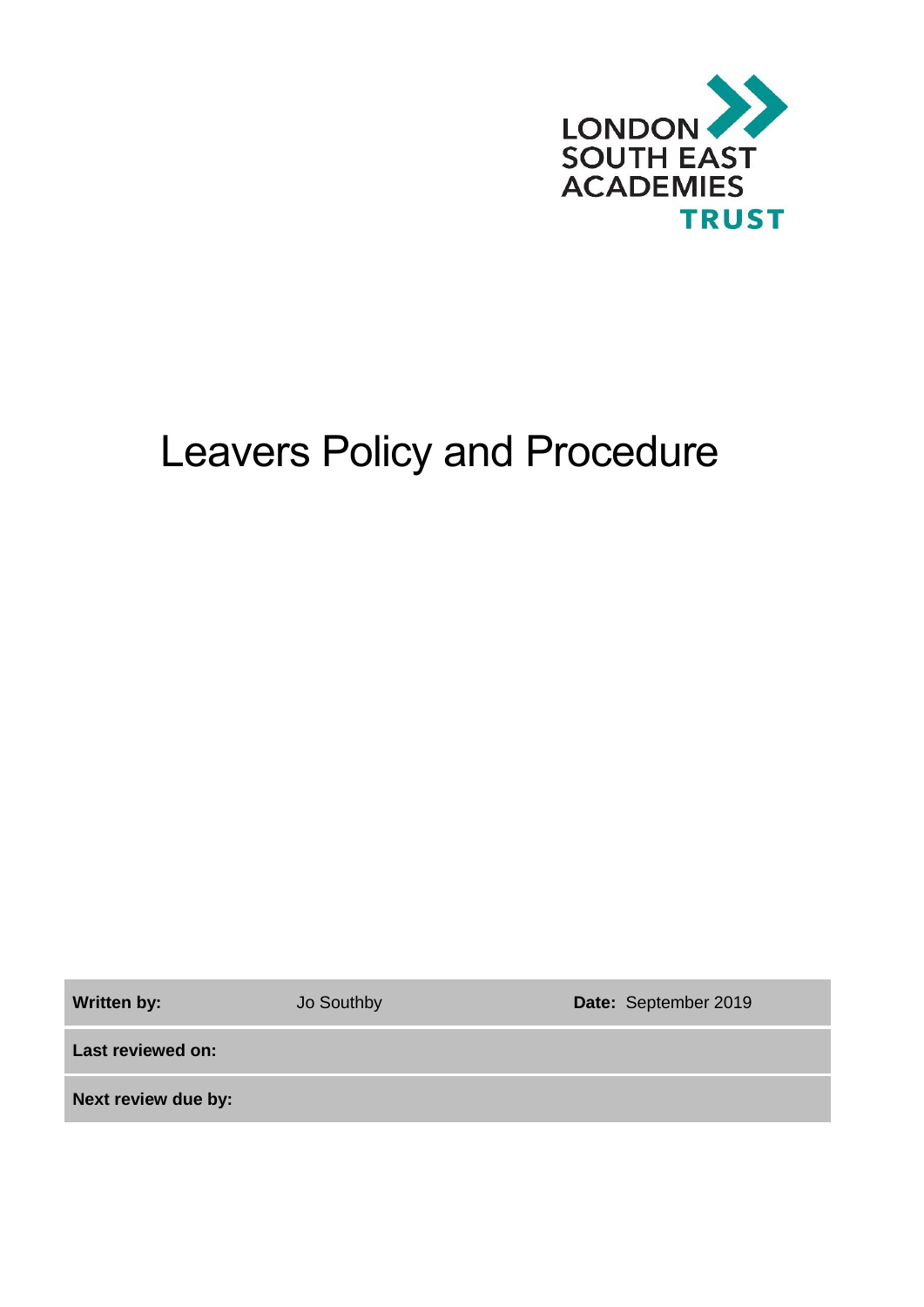LONDON SOUTH EAST ACADEMIES TRUST

# Leavers Policy and Procedure

| **Written by:** | Jo Southby | **Date:** September 2019 |
|---|---|---|
| **Last reviewed on:** | | |
| **Next review due by:** | | |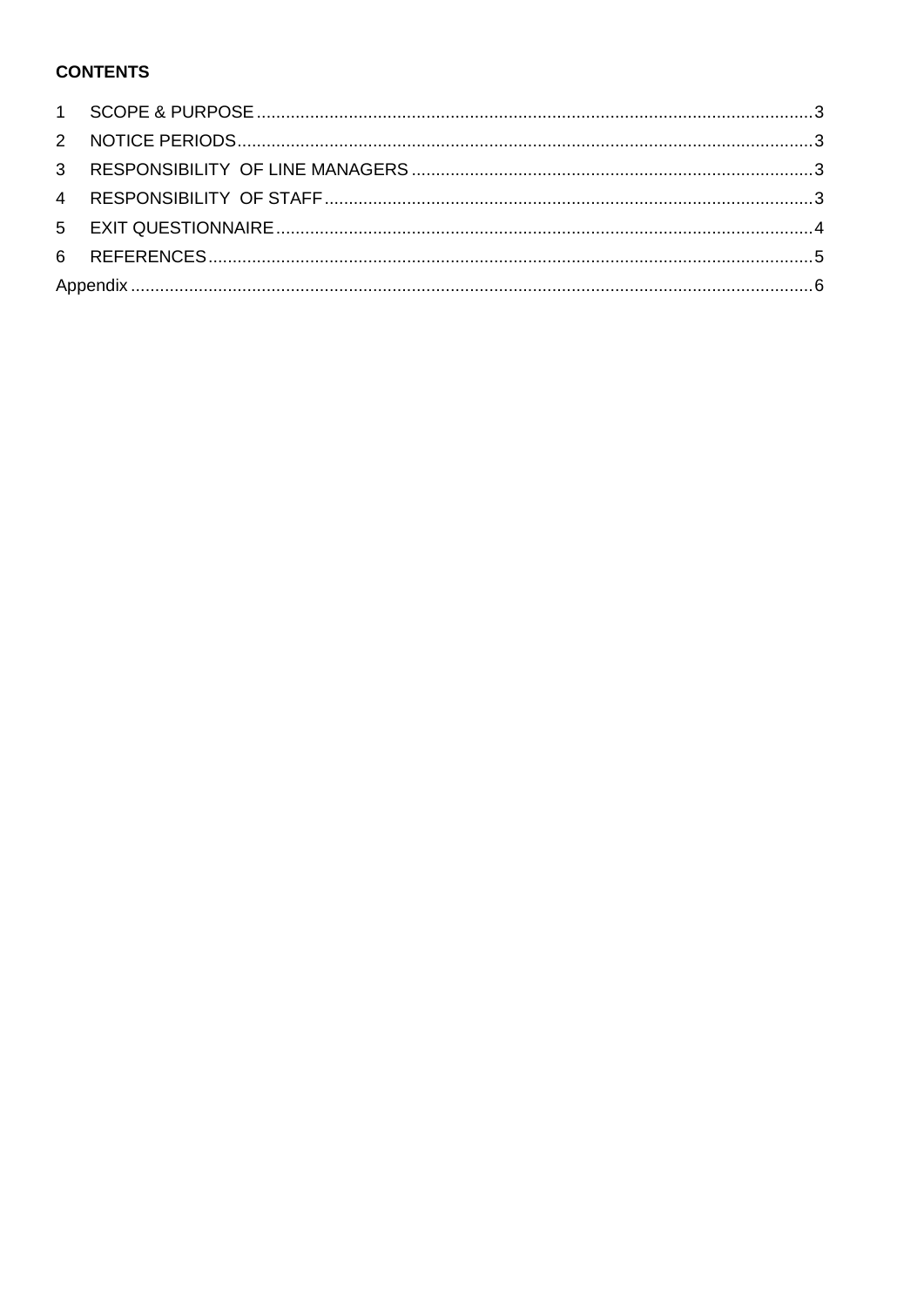**CONTENTS**

1 SCOPE & PURPOSE .......... 3
2 NOTICE PERIODS .......... 3
3 RESPONSIBILITY OF LINE MANAGERS .......... 3
4 RESPONSIBILITY OF STAFF .......... 3
5 EXIT QUESTIONNAIRE .......... 4
6 REFERENCES .......... 5
Appendix .......... 6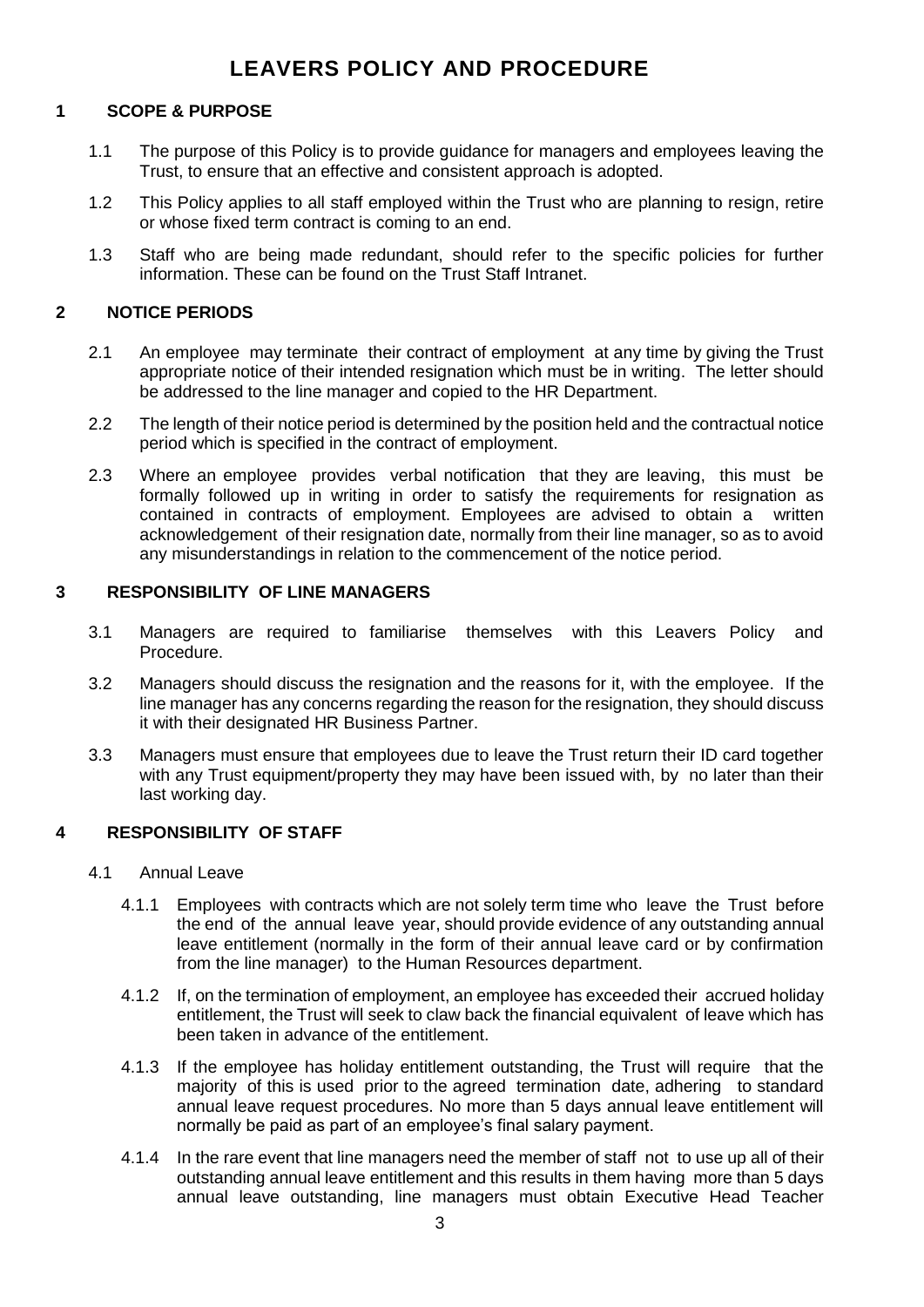# LEAVERS POLICY AND PROCEDURE

## 1 SCOPE & PURPOSE

1.1 The purpose of this Policy is to provide guidance for managers and employees leaving the Trust, to ensure that an effective and consistent approach is adopted.

1.2 This Policy applies to all staff employed within the Trust who are planning to resign, retire or whose fixed term contract is coming to an end.

1.3 Staff who are being made redundant, should refer to the specific policies for further information. These can be found on the Trust Staff Intranet.

## 2 NOTICE PERIODS

2.1 An employee may terminate their contract of employment at any time by giving the Trust appropriate notice of their intended resignation which must be in writing. The letter should be addressed to the line manager and copied to the HR Department.

2.2 The length of their notice period is determined by the position held and the contractual notice period which is specified in the contract of employment.

2.3 Where an employee provides verbal notification that they are leaving, this must be formally followed up in writing in order to satisfy the requirements for resignation as contained in contracts of employment. Employees are advised to obtain a written acknowledgement of their resignation date, normally from their line manager, so as to avoid any misunderstandings in relation to the commencement of the notice period.

## 3 RESPONSIBILITY OF LINE MANAGERS

3.1 Managers are required to familiarise themselves with this Leavers Policy and Procedure.

3.2 Managers should discuss the resignation and the reasons for it, with the employee. If the line manager has any concerns regarding the reason for the resignation, they should discuss it with their designated HR Business Partner.

3.3 Managers must ensure that employees due to leave the Trust return their ID card together with any Trust equipment/property they may have been issued with, by no later than their last working day.

## 4 RESPONSIBILITY OF STAFF

4.1 Annual Leave

4.1.1 Employees with contracts which are not solely term time who leave the Trust before the end of the annual leave year, should provide evidence of any outstanding annual leave entitlement (normally in the form of their annual leave card or by confirmation from the line manager) to the Human Resources department.

4.1.2 If, on the termination of employment, an employee has exceeded their accrued holiday entitlement, the Trust will seek to claw back the financial equivalent of leave which has been taken in advance of the entitlement.

4.1.3 If the employee has holiday entitlement outstanding, the Trust will require that the majority of this is used prior to the agreed termination date, adhering to standard annual leave request procedures. No more than 5 days annual leave entitlement will normally be paid as part of an employee's final salary payment.

4.1.4 In the rare event that line managers need the member of staff not to use up all of their outstanding annual leave entitlement and this results in them having more than 5 days annual leave outstanding, line managers must obtain Executive Head Teacher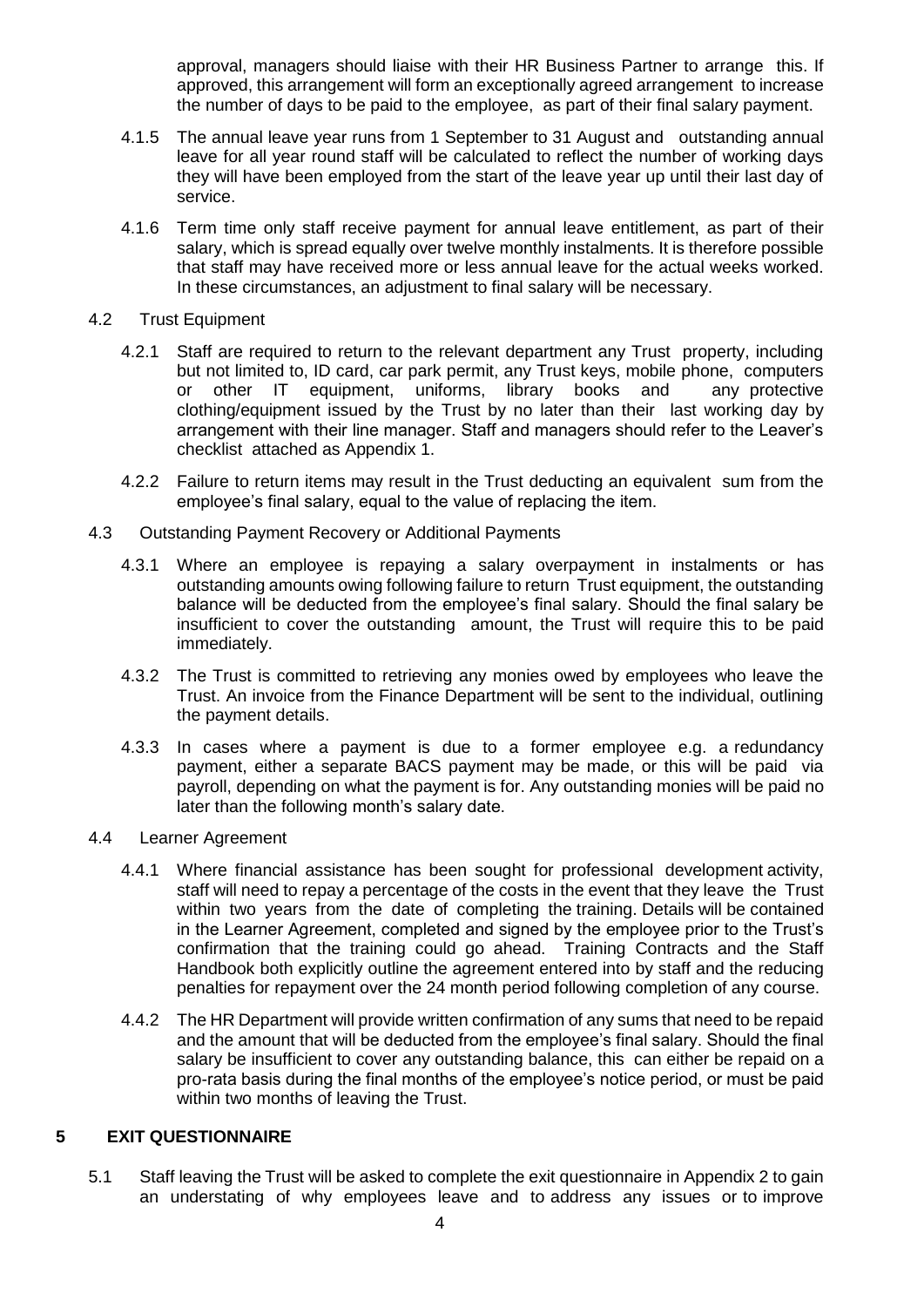approval, managers should liaise with their HR Business Partner to arrange this. If approved, this arrangement will form an exceptionally agreed arrangement to increase the number of days to be paid to the employee, as part of their final salary payment.

4.1.5 The annual leave year runs from 1 September to 31 August and outstanding annual leave for all year round staff will be calculated to reflect the number of working days they will have been employed from the start of the leave year up until their last day of service.

4.1.6 Term time only staff receive payment for annual leave entitlement, as part of their salary, which is spread equally over twelve monthly instalments. It is therefore possible that staff may have received more or less annual leave for the actual weeks worked. In these circumstances, an adjustment to final salary will be necessary.

4.2 Trust Equipment

4.2.1 Staff are required to return to the relevant department any Trust property, including but not limited to, ID card, car park permit, any Trust keys, mobile phone, computers or other IT equipment, uniforms, library books and any protective clothing/equipment issued by the Trust by no later than their last working day by arrangement with their line manager. Staff and managers should refer to the Leaver's checklist attached as Appendix 1.

4.2.2 Failure to return items may result in the Trust deducting an equivalent sum from the employee's final salary, equal to the value of replacing the item.

4.3 Outstanding Payment Recovery or Additional Payments

4.3.1 Where an employee is repaying a salary overpayment in instalments or has outstanding amounts owing following failure to return Trust equipment, the outstanding balance will be deducted from the employee's final salary. Should the final salary be insufficient to cover the outstanding amount, the Trust will require this to be paid immediately.

4.3.2 The Trust is committed to retrieving any monies owed by employees who leave the Trust. An invoice from the Finance Department will be sent to the individual, outlining the payment details.

4.3.3 In cases where a payment is due to a former employee e.g. a redundancy payment, either a separate BACS payment may be made, or this will be paid via payroll, depending on what the payment is for. Any outstanding monies will be paid no later than the following month's salary date.

4.4 Learner Agreement

4.4.1 Where financial assistance has been sought for professional development activity, staff will need to repay a percentage of the costs in the event that they leave the Trust within two years from the date of completing the training. Details will be contained in the Learner Agreement, completed and signed by the employee prior to the Trust's confirmation that the training could go ahead. Training Contracts and the Staff Handbook both explicitly outline the agreement entered into by staff and the reducing penalties for repayment over the 24 month period following completion of any course.

4.4.2 The HR Department will provide written confirmation of any sums that need to be repaid and the amount that will be deducted from the employee's final salary. Should the final salary be insufficient to cover any outstanding balance, this can either be repaid on a pro-rata basis during the final months of the employee's notice period, or must be paid within two months of leaving the Trust.

## 5 EXIT QUESTIONNAIRE

5.1 Staff leaving the Trust will be asked to complete the exit questionnaire in Appendix 2 to gain an understating of why employees leave and to address any issues or to improve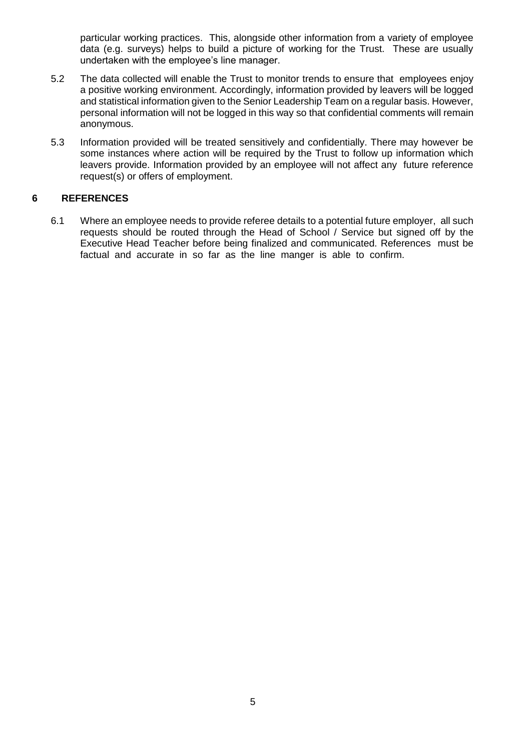particular working practices. This, alongside other information from a variety of employee data (e.g. surveys) helps to build a picture of working for the Trust. These are usually undertaken with the employee's line manager.

5.2 The data collected will enable the Trust to monitor trends to ensure that employees enjoy a positive working environment. Accordingly, information provided by leavers will be logged and statistical information given to the Senior Leadership Team on a regular basis. However, personal information will not be logged in this way so that confidential comments will remain anonymous.

5.3 Information provided will be treated sensitively and confidentially. There may however be some instances where action will be required by the Trust to follow up information which leavers provide. Information provided by an employee will not affect any future reference request(s) or offers of employment.

## 6 REFERENCES

6.1 Where an employee needs to provide referee details to a potential future employer, all such requests should be routed through the Head of School / Service but signed off by the Executive Head Teacher before being finalized and communicated. References must be factual and accurate in so far as the line manger is able to confirm.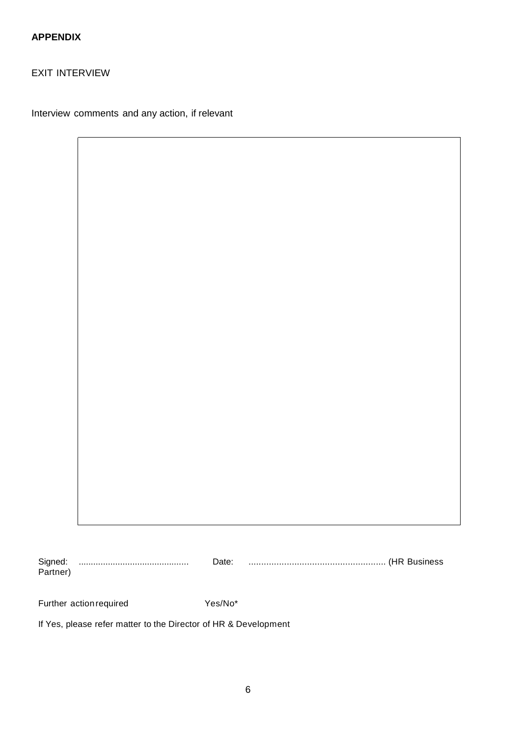**APPENDIX**

EXIT INTERVIEW

Interview comments and any action, if relevant

Signed: ............................................ Date: ...................................................... (HR Business Partner)

Further action required Yes/No*

If Yes, please refer matter to the Director of HR & Development